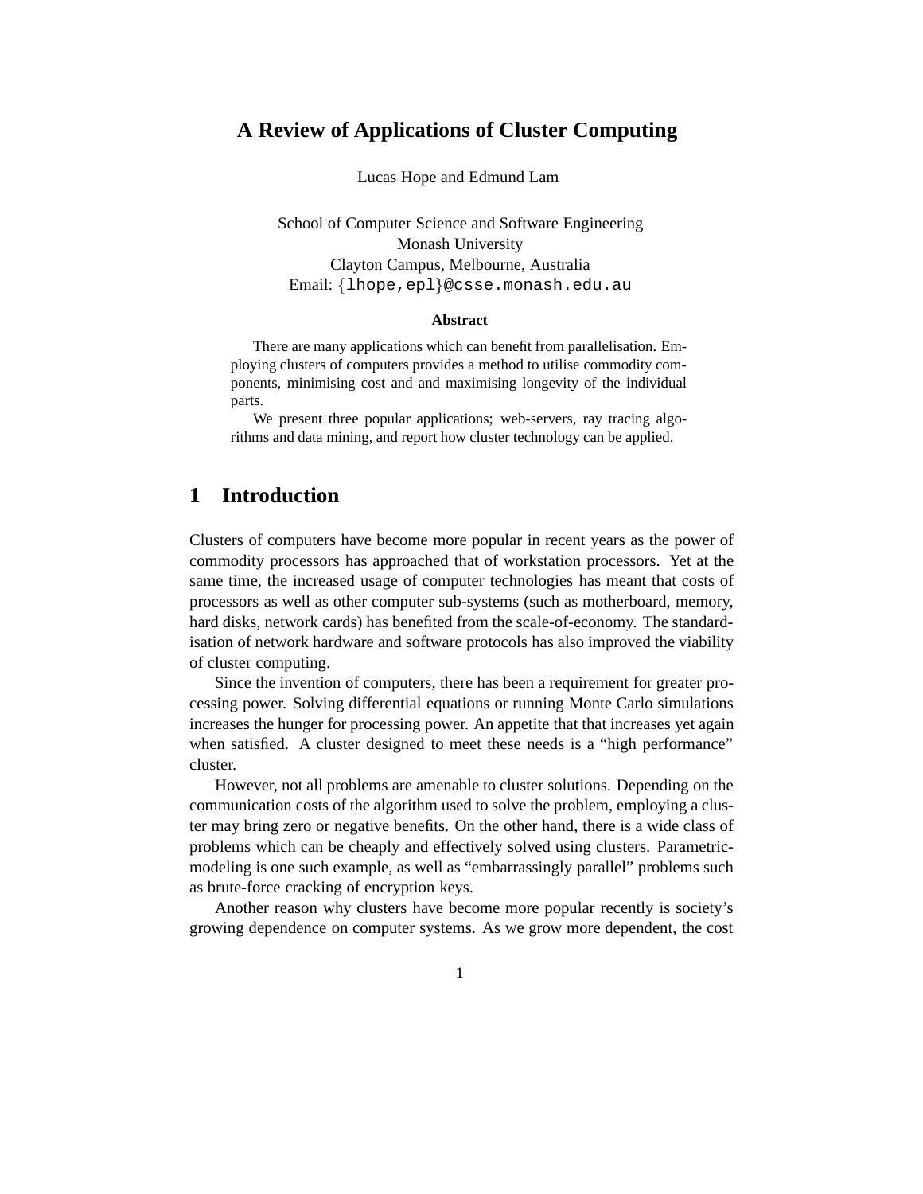# A Review of Applications of Cluster Computing

Lucas Hope and Edmund Lam

School of Computer Science and Software Engineering
Monash University
Clayton Campus, Melbourne, Australia
Email: {lhope,epl}@csse.monash.edu.au

### Abstract

There are many applications which can benefit from parallelisation. Employing clusters of computers provides a method to utilise commodity components, minimising cost and and maximising longevity of the individual parts.

We present three popular applications; web-servers, ray tracing algorithms and data mining, and report how cluster technology can be applied.

## 1 Introduction

Clusters of computers have become more popular in recent years as the power of commodity processors has approached that of workstation processors. Yet at the same time, the increased usage of computer technologies has meant that costs of processors as well as other computer sub-systems (such as motherboard, memory, hard disks, network cards) has benefited from the scale-of-economy. The standardisation of network hardware and software protocols has also improved the viability of cluster computing.

Since the invention of computers, there has been a requirement for greater processing power. Solving differential equations or running Monte Carlo simulations increases the hunger for processing power. An appetite that that increases yet again when satisfied. A cluster designed to meet these needs is a "high performance" cluster.

However, not all problems are amenable to cluster solutions. Depending on the communication costs of the algorithm used to solve the problem, employing a cluster may bring zero or negative benefits. On the other hand, there is a wide class of problems which can be cheaply and effectively solved using clusters. Parametric-modeling is one such example, as well as "embarrassingly parallel" problems such as brute-force cracking of encryption keys.

Another reason why clusters have become more popular recently is society's growing dependence on computer systems. As we grow more dependent, the cost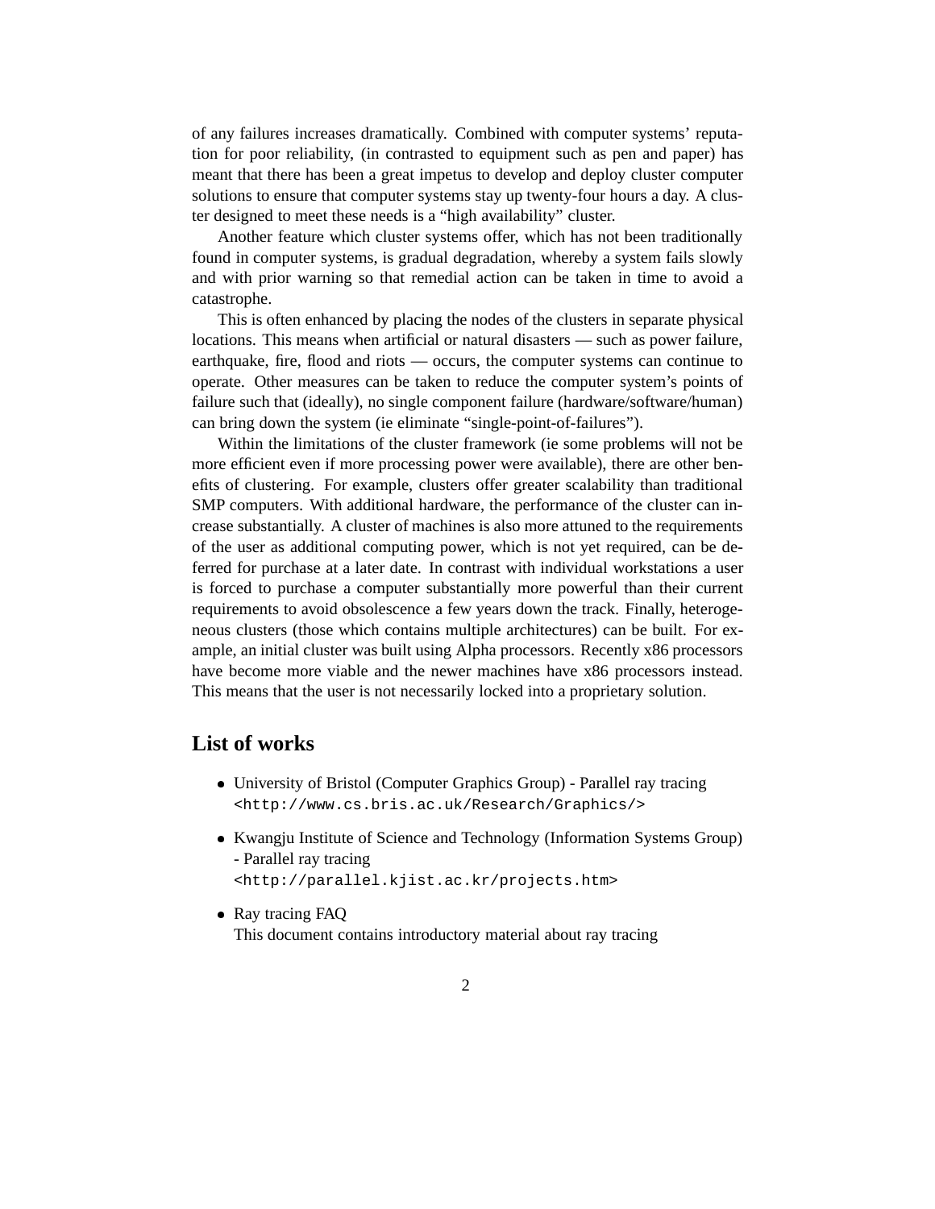of any failures increases dramatically. Combined with computer systems' reputation for poor reliability, (in contrasted to equipment such as pen and paper) has meant that there has been a great impetus to develop and deploy cluster computer solutions to ensure that computer systems stay up twenty-four hours a day. A cluster designed to meet these needs is a "high availability" cluster.

Another feature which cluster systems offer, which has not been traditionally found in computer systems, is gradual degradation, whereby a system fails slowly and with prior warning so that remedial action can be taken in time to avoid a catastrophe.

This is often enhanced by placing the nodes of the clusters in separate physical locations. This means when artificial or natural disasters — such as power failure, earthquake, fire, flood and riots — occurs, the computer systems can continue to operate. Other measures can be taken to reduce the computer system's points of failure such that (ideally), no single component failure (hardware/software/human) can bring down the system (ie eliminate "single-point-of-failures").

Within the limitations of the cluster framework (ie some problems will not be more efficient even if more processing power were available), there are other benefits of clustering. For example, clusters offer greater scalability than traditional SMP computers. With additional hardware, the performance of the cluster can increase substantially. A cluster of machines is also more attuned to the requirements of the user as additional computing power, which is not yet required, can be deferred for purchase at a later date. In contrast with individual workstations a user is forced to purchase a computer substantially more powerful than their current requirements to avoid obsolescence a few years down the track. Finally, heterogeneous clusters (those which contains multiple architectures) can be built. For example, an initial cluster was built using Alpha processors. Recently x86 processors have become more viable and the newer machines have x86 processors instead. This means that the user is not necessarily locked into a proprietary solution.

## List of works

- University of Bristol (Computer Graphics Group) - Parallel ray tracing
  `<http://www.cs.bris.ac.uk/Research/Graphics/>`

- Kwangju Institute of Science and Technology (Information Systems Group) - Parallel ray tracing
  `<http://parallel.kjist.ac.kr/projects.htm>`

- Ray tracing FAQ
  This document contains introductory material about ray tracing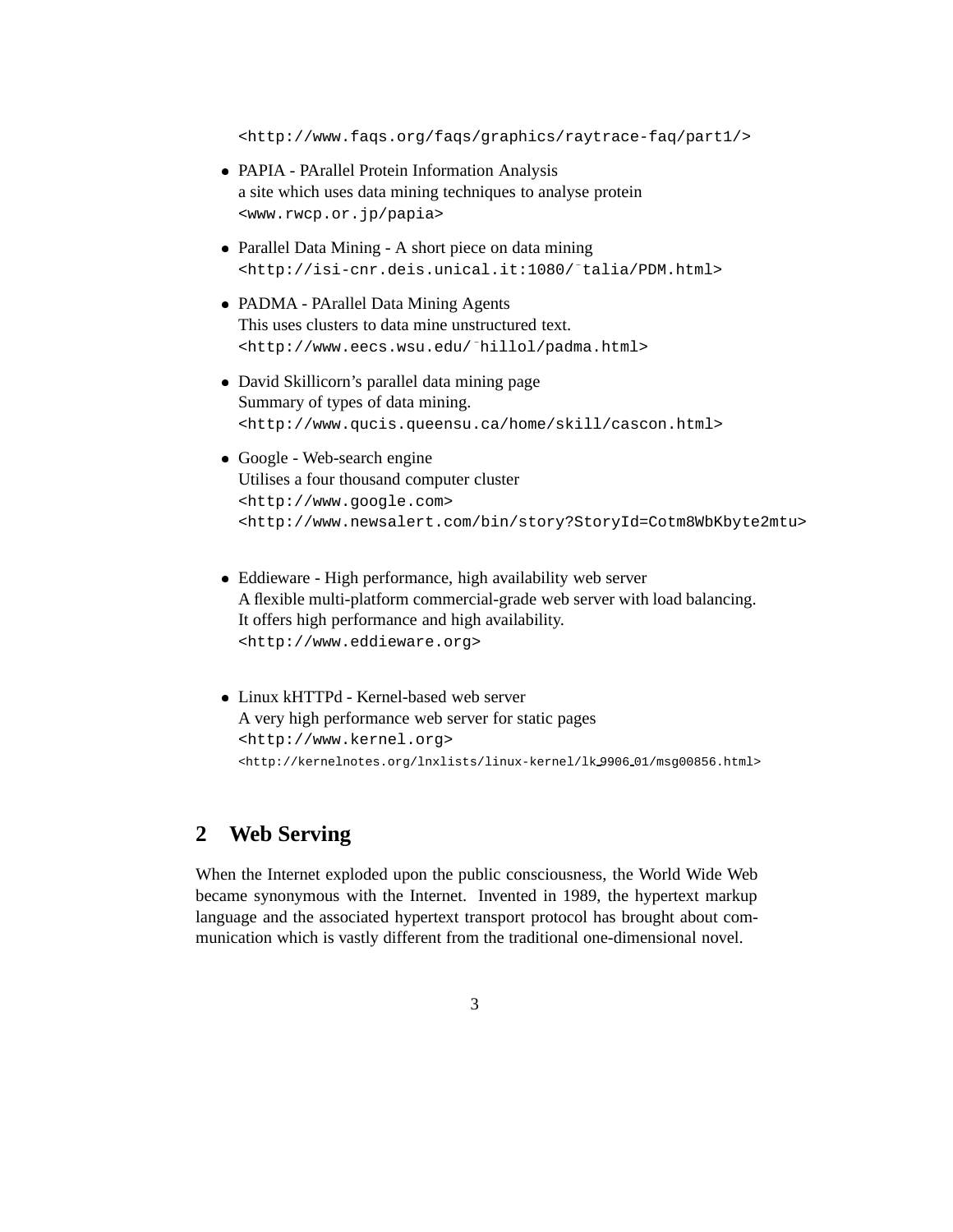<http://www.faqs.org/faqs/graphics/raytrace-faq/part1/>

- PAPIA - PArallel Protein Information Analysis
  a site which uses data mining techniques to analyse protein
  <www.rwcp.or.jp/papia>

- Parallel Data Mining - A short piece on data mining
  <http://isi-cnr.deis.unical.it:1080/~talia/PDM.html>

- PADMA - PArallel Data Mining Agents
  This uses clusters to data mine unstructured text.
  <http://www.eecs.wsu.edu/~hillol/padma.html>

- David Skillicorn's parallel data mining page
  Summary of types of data mining.
  <http://www.qucis.queensu.ca/home/skill/cascon.html>

- Google - Web-search engine
  Utilises a four thousand computer cluster
  <http://www.google.com>
  <http://www.newsalert.com/bin/story?StoryId=Cotm8WbKbyte2mtu>

- Eddieware - High performance, high availability web server
  A flexible multi-platform commercial-grade web server with load balancing.
  It offers high performance and high availability.
  <http://www.eddieware.org>

- Linux kHTTPd - Kernel-based web server
  A very high performance web server for static pages
  <http://www.kernel.org>
  <http://kernelnotes.org/lnxlists/linux-kernel/lk_9906_01/msg00856.html>

## 2 Web Serving

When the Internet exploded upon the public consciousness, the World Wide Web became synonymous with the Internet. Invented in 1989, the hypertext markup language and the associated hypertext transport protocol has brought about communication which is vastly different from the traditional one-dimensional novel.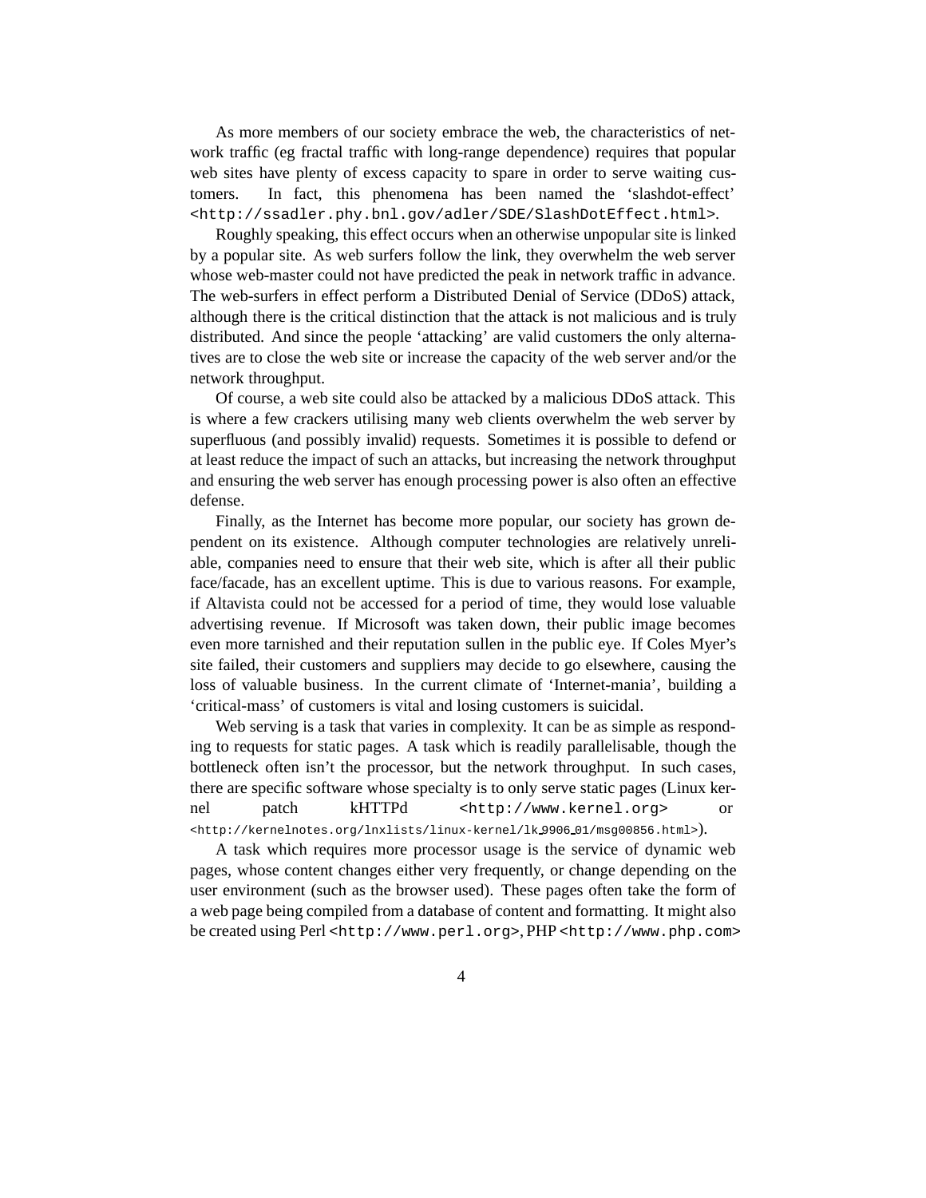As more members of our society embrace the web, the characteristics of network traffic (eg fractal traffic with long-range dependence) requires that popular web sites have plenty of excess capacity to spare in order to serve waiting customers. In fact, this phenomena has been named the 'slashdot-effect' <http://ssadler.phy.bnl.gov/adler/SDE/SlashDotEffect.html>.

Roughly speaking, this effect occurs when an otherwise unpopular site is linked by a popular site. As web surfers follow the link, they overwhelm the web server whose web-master could not have predicted the peak in network traffic in advance. The web-surfers in effect perform a Distributed Denial of Service (DDoS) attack, although there is the critical distinction that the attack is not malicious and is truly distributed. And since the people 'attacking' are valid customers the only alternatives are to close the web site or increase the capacity of the web server and/or the network throughput.

Of course, a web site could also be attacked by a malicious DDoS attack. This is where a few crackers utilising many web clients overwhelm the web server by superfluous (and possibly invalid) requests. Sometimes it is possible to defend or at least reduce the impact of such an attacks, but increasing the network throughput and ensuring the web server has enough processing power is also often an effective defense.

Finally, as the Internet has become more popular, our society has grown dependent on its existence. Although computer technologies are relatively unreliable, companies need to ensure that their web site, which is after all their public face/facade, has an excellent uptime. This is due to various reasons. For example, if Altavista could not be accessed for a period of time, they would lose valuable advertising revenue. If Microsoft was taken down, their public image becomes even more tarnished and their reputation sullen in the public eye. If Coles Myer's site failed, their customers and suppliers may decide to go elsewhere, causing the loss of valuable business. In the current climate of 'Internet-mania', building a 'critical-mass' of customers is vital and losing customers is suicidal.

Web serving is a task that varies in complexity. It can be as simple as responding to requests for static pages. A task which is readily parallelisable, though the bottleneck often isn't the processor, but the network throughput. In such cases, there are specific software whose specialty is to only serve static pages (Linux kernel patch kHTTPd <http://www.kernel.org> or <http://kernelnotes.org/lnxlists/linux-kernel/lk_9906_01/msg00856.html>).

A task which requires more processor usage is the service of dynamic web pages, whose content changes either very frequently, or change depending on the user environment (such as the browser used). These pages often take the form of a web page being compiled from a database of content and formatting. It might also be created using Perl <http://www.perl.org>, PHP <http://www.php.com>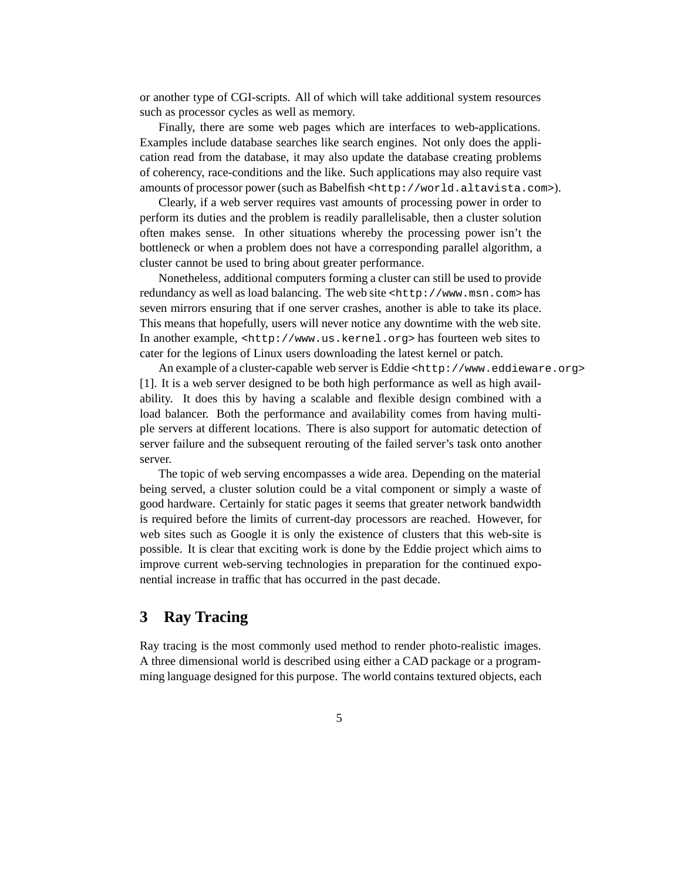or another type of CGI-scripts. All of which will take additional system resources such as processor cycles as well as memory.

Finally, there are some web pages which are interfaces to web-applications. Examples include database searches like search engines. Not only does the application read from the database, it may also update the database creating problems of coherency, race-conditions and the like. Such applications may also require vast amounts of processor power (such as Babelfish <http://world.altavista.com>).

Clearly, if a web server requires vast amounts of processing power in order to perform its duties and the problem is readily parallelisable, then a cluster solution often makes sense. In other situations whereby the processing power isn't the bottleneck or when a problem does not have a corresponding parallel algorithm, a cluster cannot be used to bring about greater performance.

Nonetheless, additional computers forming a cluster can still be used to provide redundancy as well as load balancing. The web site <http://www.msn.com> has seven mirrors ensuring that if one server crashes, another is able to take its place. This means that hopefully, users will never notice any downtime with the web site. In another example, <http://www.us.kernel.org> has fourteen web sites to cater for the legions of Linux users downloading the latest kernel or patch.

An example of a cluster-capable web server is Eddie <http://www.eddieware.org> [1]. It is a web server designed to be both high performance as well as high availability. It does this by having a scalable and flexible design combined with a load balancer. Both the performance and availability comes from having multiple servers at different locations. There is also support for automatic detection of server failure and the subsequent rerouting of the failed server's task onto another server.

The topic of web serving encompasses a wide area. Depending on the material being served, a cluster solution could be a vital component or simply a waste of good hardware. Certainly for static pages it seems that greater network bandwidth is required before the limits of current-day processors are reached. However, for web sites such as Google it is only the existence of clusters that this web-site is possible. It is clear that exciting work is done by the Eddie project which aims to improve current web-serving technologies in preparation for the continued exponential increase in traffic that has occurred in the past decade.

## 3 Ray Tracing

Ray tracing is the most commonly used method to render photo-realistic images. A three dimensional world is described using either a CAD package or a programming language designed for this purpose. The world contains textured objects, each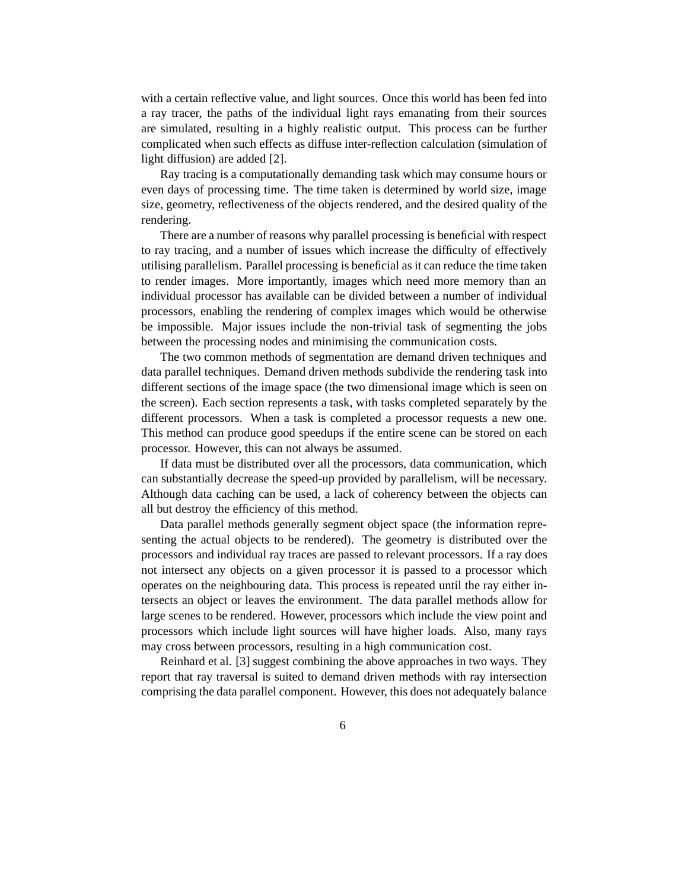with a certain reflective value, and light sources. Once this world has been fed into a ray tracer, the paths of the individual light rays emanating from their sources are simulated, resulting in a highly realistic output. This process can be further complicated when such effects as diffuse inter-reflection calculation (simulation of light diffusion) are added [2].

Ray tracing is a computationally demanding task which may consume hours or even days of processing time. The time taken is determined by world size, image size, geometry, reflectiveness of the objects rendered, and the desired quality of the rendering.

There are a number of reasons why parallel processing is beneficial with respect to ray tracing, and a number of issues which increase the difficulty of effectively utilising parallelism. Parallel processing is beneficial as it can reduce the time taken to render images. More importantly, images which need more memory than an individual processor has available can be divided between a number of individual processors, enabling the rendering of complex images which would be otherwise be impossible. Major issues include the non-trivial task of segmenting the jobs between the processing nodes and minimising the communication costs.

The two common methods of segmentation are demand driven techniques and data parallel techniques. Demand driven methods subdivide the rendering task into different sections of the image space (the two dimensional image which is seen on the screen). Each section represents a task, with tasks completed separately by the different processors. When a task is completed a processor requests a new one. This method can produce good speedups if the entire scene can be stored on each processor. However, this can not always be assumed.

If data must be distributed over all the processors, data communication, which can substantially decrease the speed-up provided by parallelism, will be necessary. Although data caching can be used, a lack of coherency between the objects can all but destroy the efficiency of this method.

Data parallel methods generally segment object space (the information representing the actual objects to be rendered). The geometry is distributed over the processors and individual ray traces are passed to relevant processors. If a ray does not intersect any objects on a given processor it is passed to a processor which operates on the neighbouring data. This process is repeated until the ray either intersects an object or leaves the environment. The data parallel methods allow for large scenes to be rendered. However, processors which include the view point and processors which include light sources will have higher loads. Also, many rays may cross between processors, resulting in a high communication cost.

Reinhard et al. [3] suggest combining the above approaches in two ways. They report that ray traversal is suited to demand driven methods with ray intersection comprising the data parallel component. However, this does not adequately balance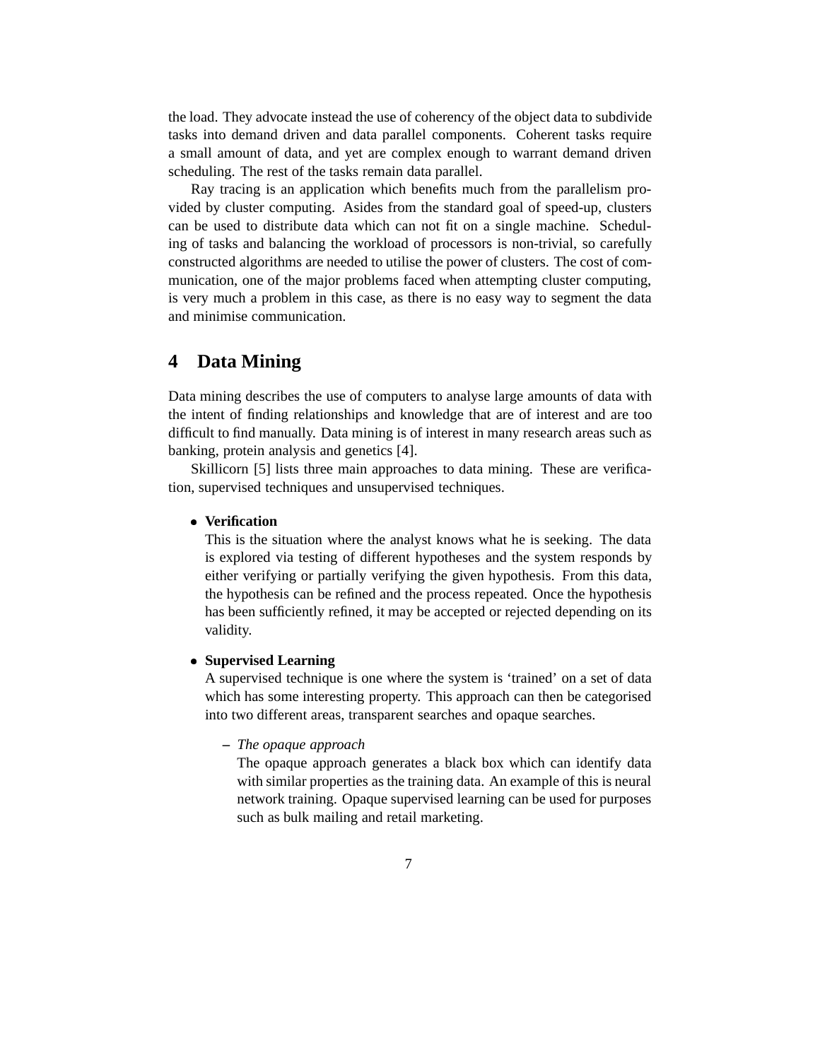the load. They advocate instead the use of coherency of the object data to subdivide tasks into demand driven and data parallel components. Coherent tasks require a small amount of data, and yet are complex enough to warrant demand driven scheduling. The rest of the tasks remain data parallel.

Ray tracing is an application which benefits much from the parallelism provided by cluster computing. Asides from the standard goal of speed-up, clusters can be used to distribute data which can not fit on a single machine. Scheduling of tasks and balancing the workload of processors is non-trivial, so carefully constructed algorithms are needed to utilise the power of clusters. The cost of communication, one of the major problems faced when attempting cluster computing, is very much a problem in this case, as there is no easy way to segment the data and minimise communication.

## 4 Data Mining

Data mining describes the use of computers to analyse large amounts of data with the intent of finding relationships and knowledge that are of interest and are too difficult to find manually. Data mining is of interest in many research areas such as banking, protein analysis and genetics [4].

Skillicorn [5] lists three main approaches to data mining. These are verification, supervised techniques and unsupervised techniques.

- **Verification**
  This is the situation where the analyst knows what he is seeking. The data is explored via testing of different hypotheses and the system responds by either verifying or partially verifying the given hypothesis. From this data, the hypothesis can be refined and the process repeated. Once the hypothesis has been sufficiently refined, it may be accepted or rejected depending on its validity.

- **Supervised Learning**
  A supervised technique is one where the system is 'trained' on a set of data which has some interesting property. This approach can then be categorised into two different areas, transparent searches and opaque searches.

  – *The opaque approach*
    The opaque approach generates a black box which can identify data with similar properties as the training data. An example of this is neural network training. Opaque supervised learning can be used for purposes such as bulk mailing and retail marketing.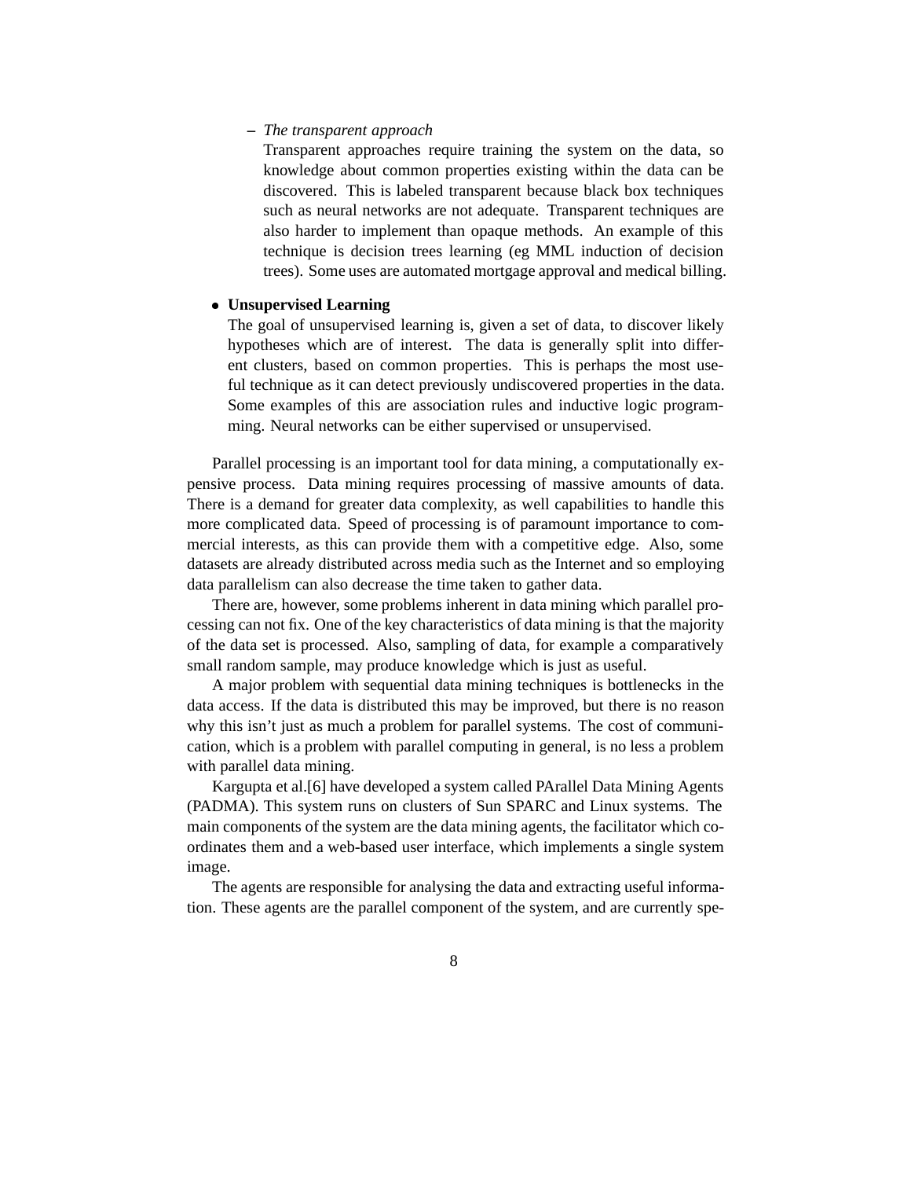- *The transparent approach*

    Transparent approaches require training the system on the data, so knowledge about common properties existing within the data can be discovered. This is labeled transparent because black box techniques such as neural networks are not adequate. Transparent techniques are also harder to implement than opaque methods. An example of this technique is decision trees learning (eg MML induction of decision trees). Some uses are automated mortgage approval and medical billing.

- **Unsupervised Learning**

  The goal of unsupervised learning is, given a set of data, to discover likely hypotheses which are of interest. The data is generally split into different clusters, based on common properties. This is perhaps the most useful technique as it can detect previously undiscovered properties in the data. Some examples of this are association rules and inductive logic programming. Neural networks can be either supervised or unsupervised.

Parallel processing is an important tool for data mining, a computationally expensive process. Data mining requires processing of massive amounts of data. There is a demand for greater data complexity, as well capabilities to handle this more complicated data. Speed of processing is of paramount importance to commercial interests, as this can provide them with a competitive edge. Also, some datasets are already distributed across media such as the Internet and so employing data parallelism can also decrease the time taken to gather data.

There are, however, some problems inherent in data mining which parallel processing can not fix. One of the key characteristics of data mining is that the majority of the data set is processed. Also, sampling of data, for example a comparatively small random sample, may produce knowledge which is just as useful.

A major problem with sequential data mining techniques is bottlenecks in the data access. If the data is distributed this may be improved, but there is no reason why this isn't just as much a problem for parallel systems. The cost of communication, which is a problem with parallel computing in general, is no less a problem with parallel data mining.

Kargupta et al.[6] have developed a system called PArallel Data Mining Agents (PADMA). This system runs on clusters of Sun SPARC and Linux systems. The main components of the system are the data mining agents, the facilitator which coordinates them and a web-based user interface, which implements a single system image.

The agents are responsible for analysing the data and extracting useful information. These agents are the parallel component of the system, and are currently spe-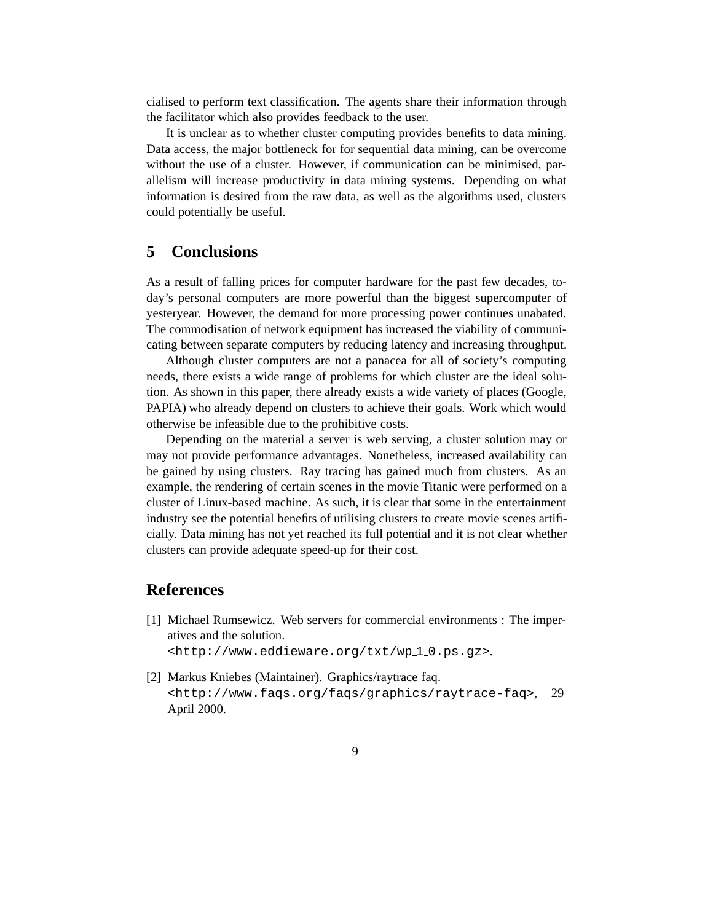cialised to perform text classification. The agents share their information through the facilitator which also provides feedback to the user.

It is unclear as to whether cluster computing provides benefits to data mining. Data access, the major bottleneck for for sequential data mining, can be overcome without the use of a cluster. However, if communication can be minimised, parallelism will increase productivity in data mining systems. Depending on what information is desired from the raw data, as well as the algorithms used, clusters could potentially be useful.

## 5 Conclusions

As a result of falling prices for computer hardware for the past few decades, today's personal computers are more powerful than the biggest supercomputer of yesteryear. However, the demand for more processing power continues unabated. The commodisation of network equipment has increased the viability of communicating between separate computers by reducing latency and increasing throughput.

Although cluster computers are not a panacea for all of society's computing needs, there exists a wide range of problems for which cluster are the ideal solution. As shown in this paper, there already exists a wide variety of places (Google, PAPIA) who already depend on clusters to achieve their goals. Work which would otherwise be infeasible due to the prohibitive costs.

Depending on the material a server is web serving, a cluster solution may or may not provide performance advantages. Nonetheless, increased availability can be gained by using clusters. Ray tracing has gained much from clusters. As an example, the rendering of certain scenes in the movie Titanic were performed on a cluster of Linux-based machine. As such, it is clear that some in the entertainment industry see the potential benefits of utilising clusters to create movie scenes artificially. Data mining has not yet reached its full potential and it is not clear whether clusters can provide adequate speed-up for their cost.

## References

[1] Michael Rumsewicz. Web servers for commercial environments : The imperatives and the solution. `<http://www.eddieware.org/txt/wp_1_0.ps.gz>`.

[2] Markus Kniebes (Maintainer). Graphics/raytrace faq. `<http://www.faqs.org/faqs/graphics/raytrace-faq>`, 29 April 2000.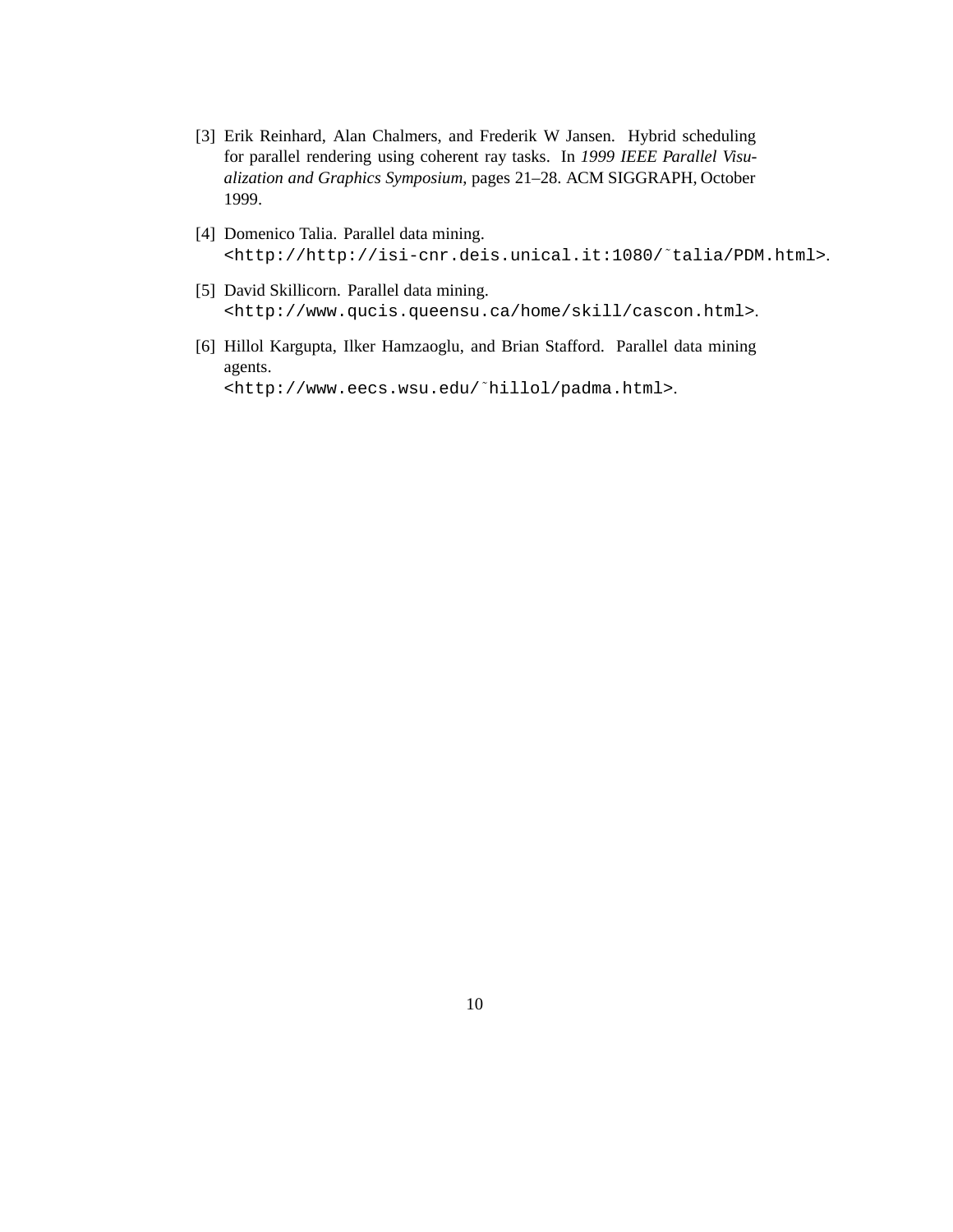[3] Erik Reinhard, Alan Chalmers, and Frederik W Jansen. Hybrid scheduling for parallel rendering using coherent ray tasks. In *1999 IEEE Parallel Visualization and Graphics Symposium*, pages 21–28. ACM SIGGRAPH, October 1999.

[4] Domenico Talia. Parallel data mining. `<http://http://isi-cnr.deis.unical.it:1080/˜talia/PDM.html>`.

[5] David Skillicorn. Parallel data mining. `<http://www.qucis.queensu.ca/home/skill/cascon.html>`.

[6] Hillol Kargupta, Ilker Hamzaoglu, and Brian Stafford. Parallel data mining agents. `<http://www.eecs.wsu.edu/˜hillol/padma.html>`.